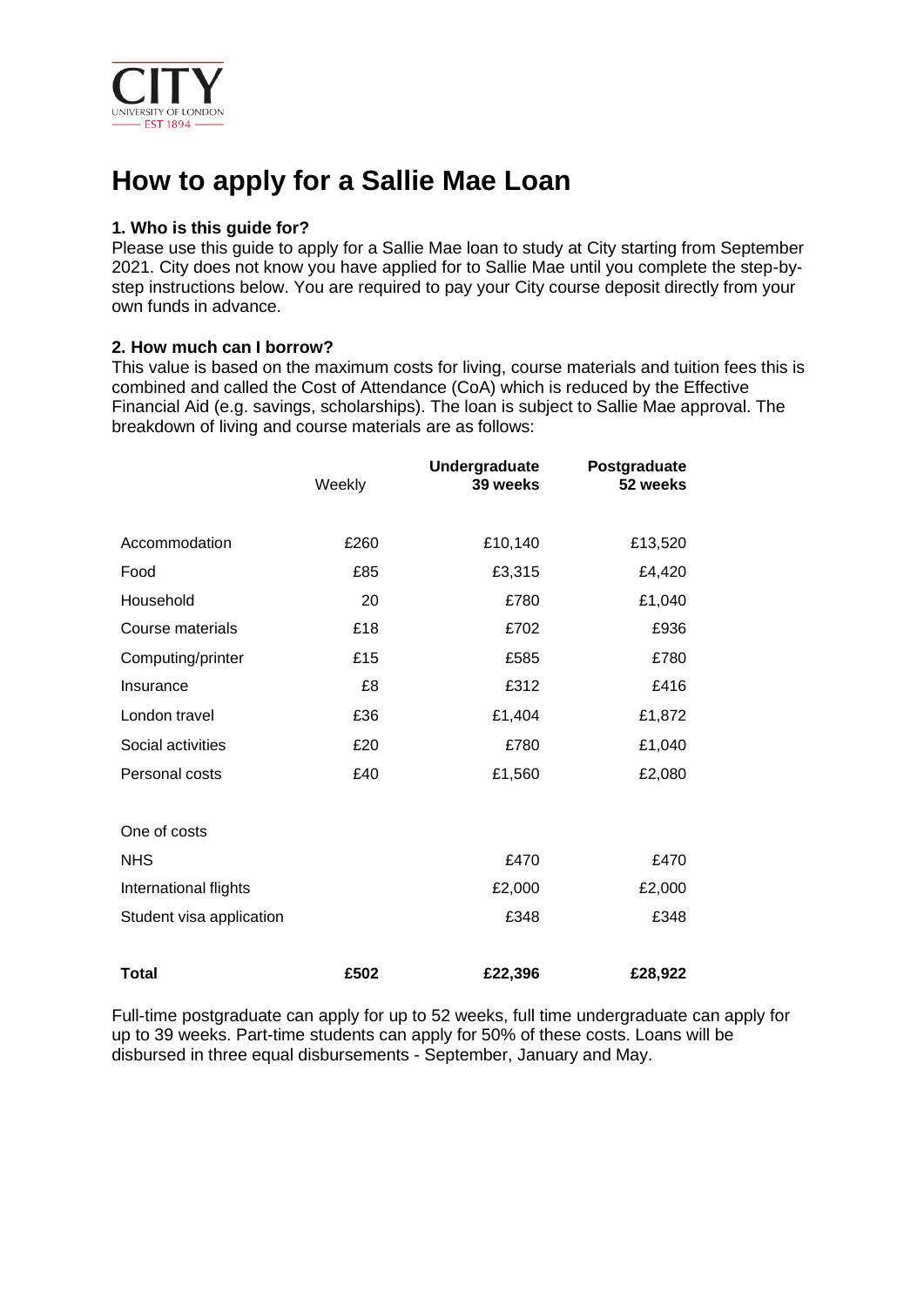# How to apply for a Sallie Mae Loan

### 1. Who is this guide for?

Please use this guide to apply for a Sallie Mae loan to study at City starting from September 2021. City does not know you have applied for to Sallie Mae until you complete the step-by-step instructions below. You are required to pay your City course deposit directly from your own funds in advance.

### 2. How much can I borrow?

This value is based on the maximum costs for living, course materials and tuition fees this is combined and called the Cost of Attendance (CoA) which is reduced by the Effective Financial Aid (e.g. savings, scholarships). The loan is subject to Sallie Mae approval. The breakdown of living and course materials are as follows:

| | Weekly | **Undergraduate 39 weeks** | **Postgraduate 52 weeks** |
|---|---|---|---|
| Accommodation | £260 | £10,140 | £13,520 |
| Food | £85 | £3,315 | £4,420 |
| Household | 20 | £780 | £1,040 |
| Course materials | £18 | £702 | £936 |
| Computing/printer | £15 | £585 | £780 |
| Insurance | £8 | £312 | £416 |
| London travel | £36 | £1,404 | £1,872 |
| Social activities | £20 | £780 | £1,040 |
| Personal costs | £40 | £1,560 | £2,080 |
| One of costs | | | |
| NHS | | £470 | £470 |
| International flights | | £2,000 | £2,000 |
| Student visa application | | £348 | £348 |
| **Total** | **£502** | **£22,396** | **£28,922** |

Full-time postgraduate can apply for up to 52 weeks, full time undergraduate can apply for up to 39 weeks. Part-time students can apply for 50% of these costs. Loans will be disbursed in three equal disbursements - September, January and May.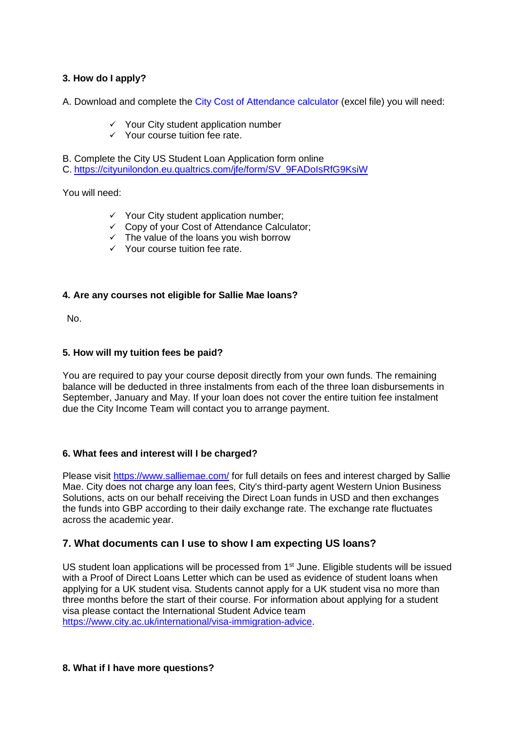### 3. How do I apply?

A. Download and complete the City Cost of Attendance calculator (excel file) you will need:

- ✓ Your City student application number
- ✓ Your course tuition fee rate.

B. Complete the City US Student Loan Application form online
C. https://cityunilondon.eu.qualtrics.com/jfe/form/SV_9FADoIsRfG9KsiW

You will need:

- ✓ Your City student application number;
- ✓ Copy of your Cost of Attendance Calculator;
- ✓ The value of the loans you wish borrow
- ✓ Your course tuition fee rate.

### 4. Are any courses not eligible for Sallie Mae loans?

No.

### 5. How will my tuition fees be paid?

You are required to pay your course deposit directly from your own funds. The remaining balance will be deducted in three instalments from each of the three loan disbursements in September, January and May. If your loan does not cover the entire tuition fee instalment due the City Income Team will contact you to arrange payment.

### 6. What fees and interest will I be charged?

Please visit https://www.salliemae.com/ for full details on fees and interest charged by Sallie Mae. City does not charge any loan fees, City's third-party agent Western Union Business Solutions, acts on our behalf receiving the Direct Loan funds in USD and then exchanges the funds into GBP according to their daily exchange rate. The exchange rate fluctuates across the academic year.

### 7. What documents can I use to show I am expecting US loans?

US student loan applications will be processed from 1st June. Eligible students will be issued with a Proof of Direct Loans Letter which can be used as evidence of student loans when applying for a UK student visa. Students cannot apply for a UK student visa no more than three months before the start of their course. For information about applying for a student visa please contact the International Student Advice team https://www.city.ac.uk/international/visa-immigration-advice.

### 8. What if I have more questions?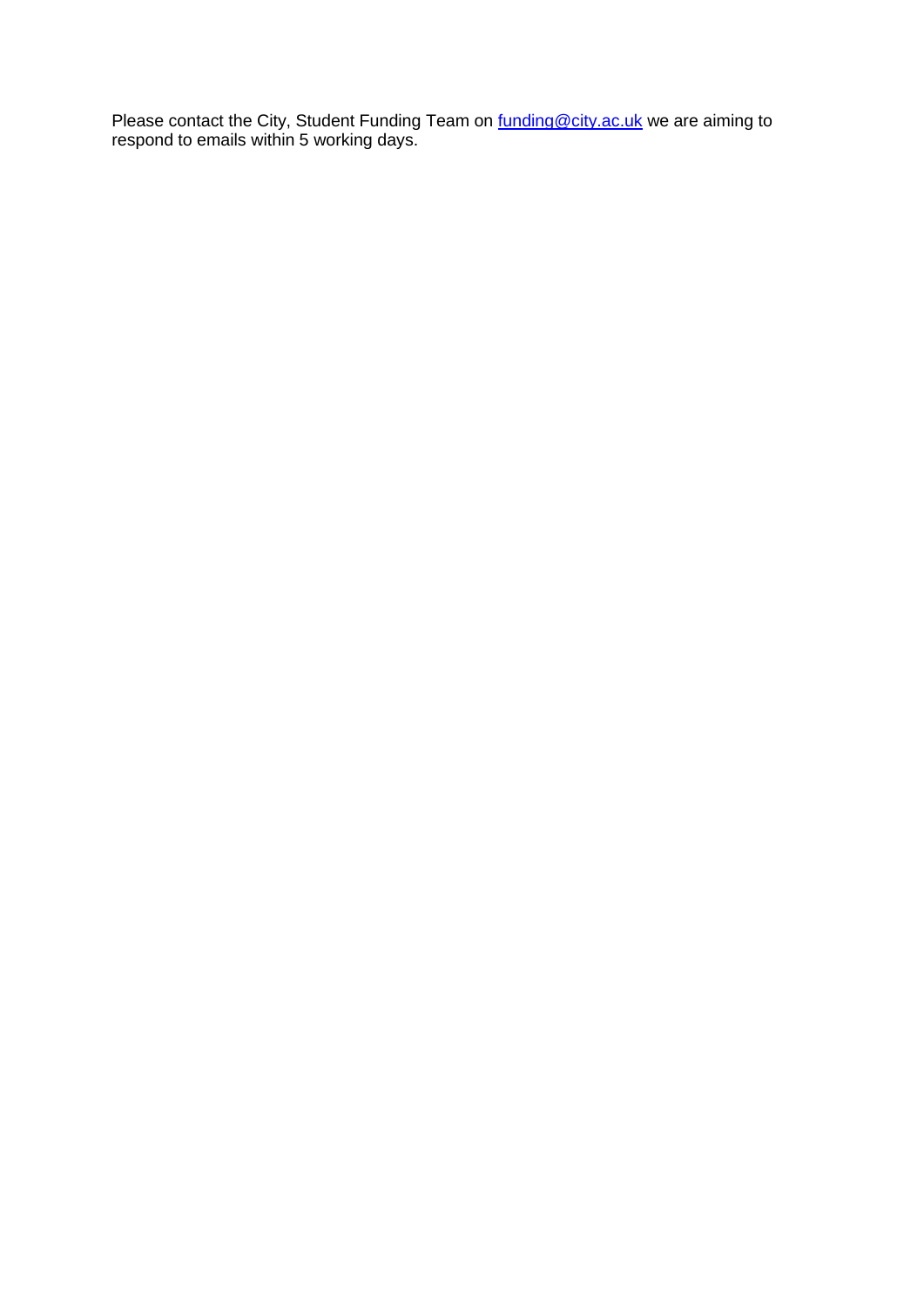Please contact the City, Student Funding Team on [funding@city.ac.uk](mailto:funding@city.ac.uk) we are aiming to respond to emails within 5 working days.